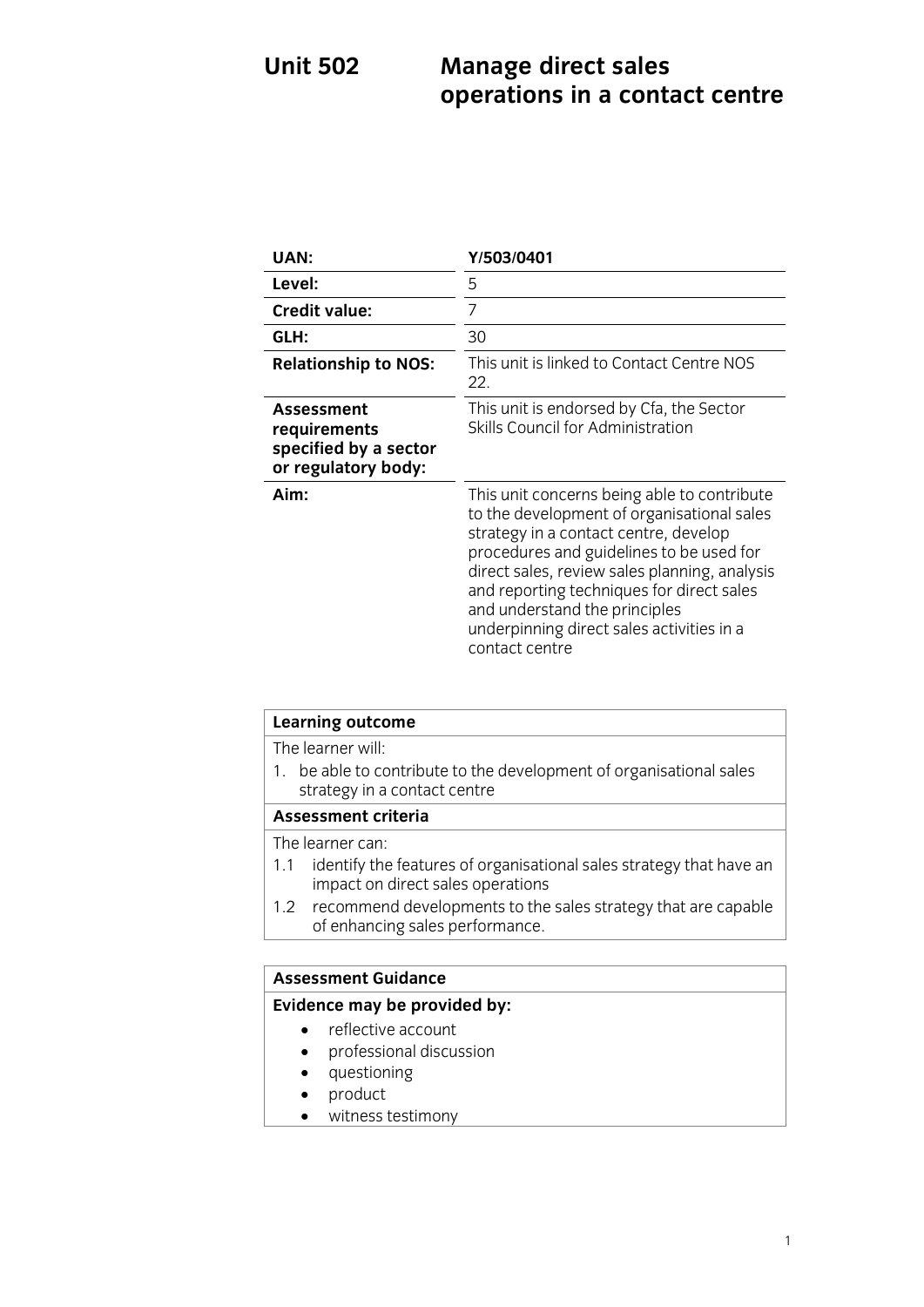# Unit 502 Manage direct sales operations in a contact centre

| UAN: | Y/503/0401 |
|---|---|
| Level: | 5 |
| Credit value: | 7 |
| GLH: | 30 |
| Relationship to NOS: | This unit is linked to Contact Centre NOS 22. |
| Assessment requirements specified by a sector or regulatory body: | This unit is endorsed by Cfa, the Sector Skills Council for Administration |
| Aim: | This unit concerns being able to contribute to the development of organisational sales strategy in a contact centre, develop procedures and guidelines to be used for direct sales, review sales planning, analysis and reporting techniques for direct sales and understand the principles underpinning direct sales activities in a contact centre |

**Learning outcome**

The learner will:

1. be able to contribute to the development of organisational sales strategy in a contact centre

**Assessment criteria**

The learner can:

1.1 identify the features of organisational sales strategy that have an impact on direct sales operations

1.2 recommend developments to the sales strategy that are capable of enhancing sales performance.

**Assessment Guidance**

**Evidence may be provided by:**

- reflective account
- professional discussion
- questioning
- product
- witness testimony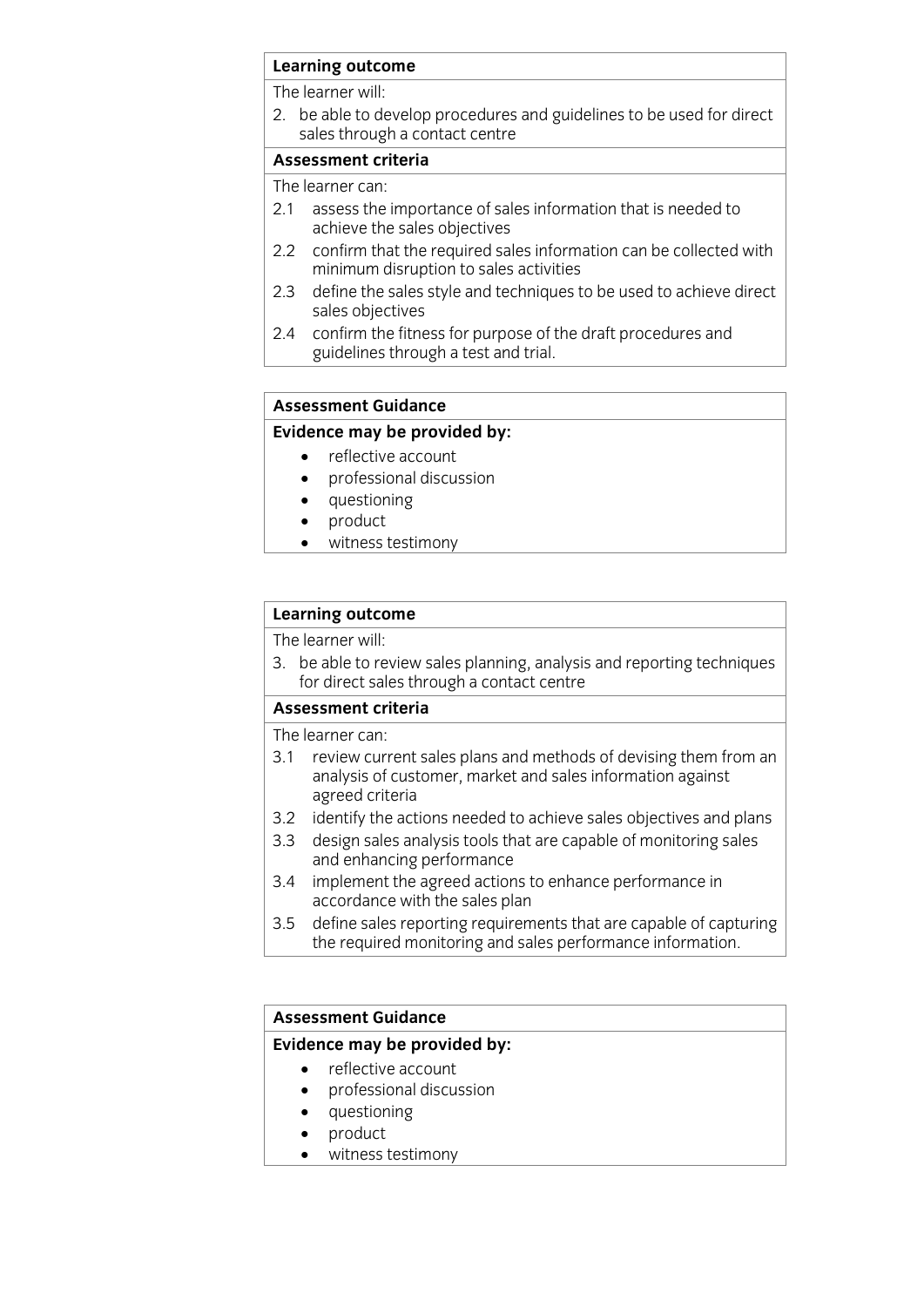| **Learning outcome** |
| --- |
| The learner will: |
| 2. be able to develop procedures and guidelines to be used for direct sales through a contact centre |
| **Assessment criteria** |
| The learner can: |
| 2.1 assess the importance of sales information that is needed to achieve the sales objectives |
| 2.2 confirm that the required sales information can be collected with minimum disruption to sales activities |
| 2.3 define the sales style and techniques to be used to achieve direct sales objectives |
| 2.4 confirm the fitness for purpose of the draft procedures and guidelines through a test and trial. |

| **Assessment Guidance** |
| --- |
| **Evidence may be provided by:** |
| • reflective account<br>• professional discussion<br>• questioning<br>• product<br>• witness testimony |

| **Learning outcome** |
| --- |
| The learner will: |
| 3. be able to review sales planning, analysis and reporting techniques for direct sales through a contact centre |
| **Assessment criteria** |
| The learner can: |
| 3.1 review current sales plans and methods of devising them from an analysis of customer, market and sales information against agreed criteria |
| 3.2 identify the actions needed to achieve sales objectives and plans |
| 3.3 design sales analysis tools that are capable of monitoring sales and enhancing performance |
| 3.4 implement the agreed actions to enhance performance in accordance with the sales plan |
| 3.5 define sales reporting requirements that are capable of capturing the required monitoring and sales performance information. |

| **Assessment Guidance** |
| --- |
| **Evidence may be provided by:** |
| • reflective account<br>• professional discussion<br>• questioning<br>• product<br>• witness testimony |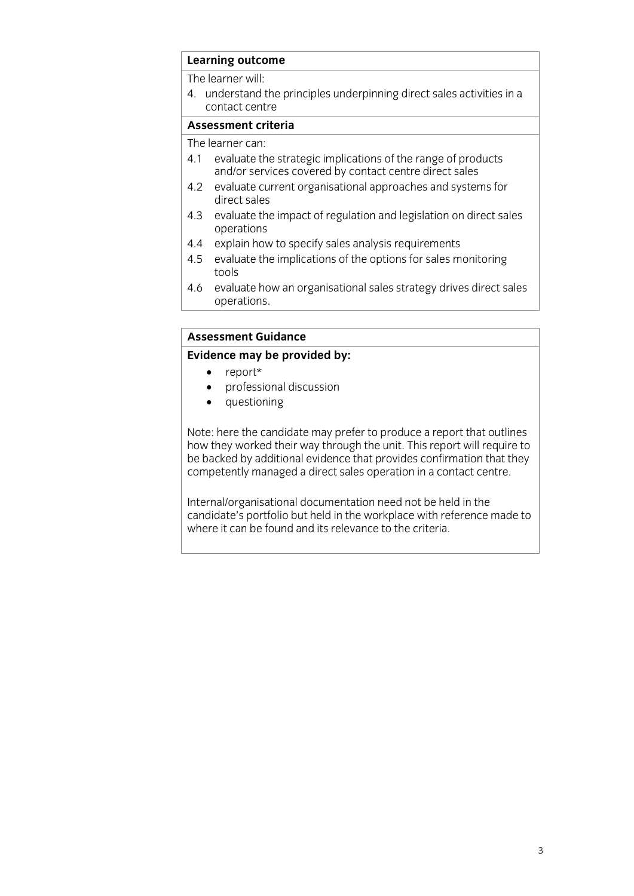**Learning outcome**

The learner will:

4. understand the principles underpinning direct sales activities in a contact centre

**Assessment criteria**

The learner can:

4.1 evaluate the strategic implications of the range of products and/or services covered by contact centre direct sales

4.2 evaluate current organisational approaches and systems for direct sales

4.3 evaluate the impact of regulation and legislation on direct sales operations

4.4 explain how to specify sales analysis requirements

4.5 evaluate the implications of the options for sales monitoring tools

4.6 evaluate how an organisational sales strategy drives direct sales operations.

**Assessment Guidance**

**Evidence may be provided by:**

- report*
- professional discussion
- questioning

Note: here the candidate may prefer to produce a report that outlines how they worked their way through the unit. This report will require to be backed by additional evidence that provides confirmation that they competently managed a direct sales operation in a contact centre.

Internal/organisational documentation need not be held in the candidate's portfolio but held in the workplace with reference made to where it can be found and its relevance to the criteria.